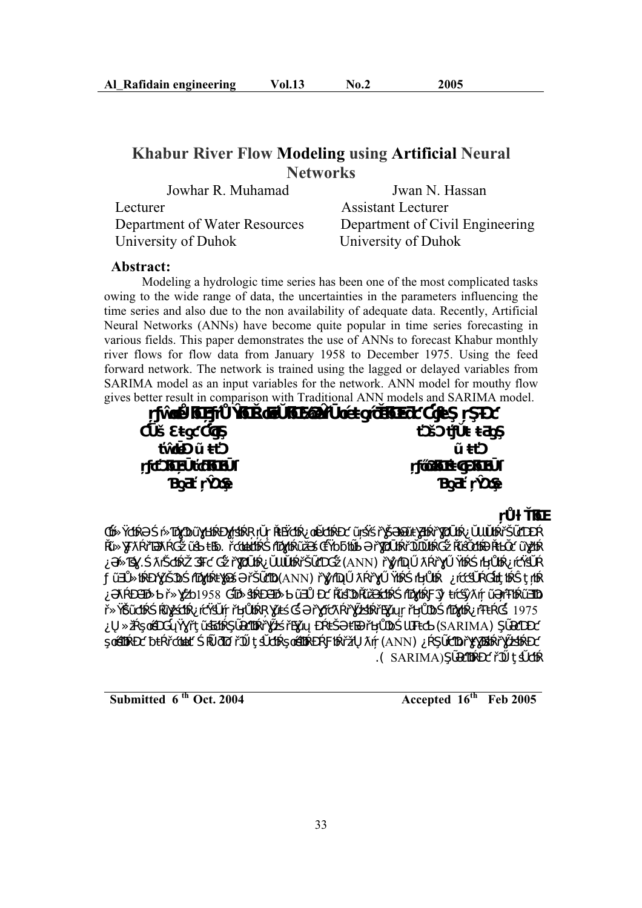# Khabur River Flow Modeling using Artificial Neural Networks

| Jowhar R. Muhamad | Jwan N. Hassan |
| --- | --- |
| Lecturer | Assistant Lecturer |
| Department of Water Resources | Department of Civil Engineering |
| University of Duhok | University of Duhok |

## Abstract:

Modeling a hydrologic time series has been one of the most complicated tasks owing to the wide range of data, the uncertainties in the parameters influencing the time series and also due to the non availability of adequate data. Recently, Artificial Neural Networks (ANNs) have become quite popular in time series forecasting in various fields. This paper demonstrates the use of ANNs to forecast Khabur monthly river flows for flow data from January 1958 to December 1975. Using the feed forward network. The network is trained using the lagged or delayed variables from SARIMA model as an input variables for the network. ANN model for mouthy flow gives better result in comparison with Traditional ANN models and SARIMA model.

**Submitted 6[th] Oct. 2004** **Accepted 16[th] Feb 2005**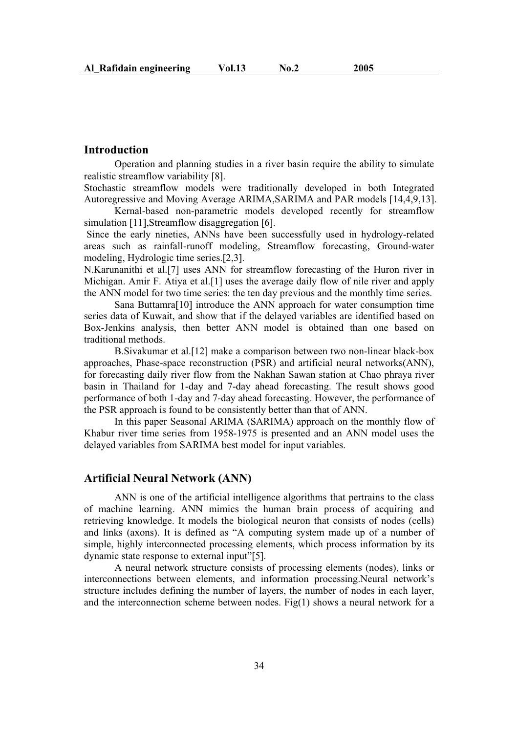## Introduction

Operation and planning studies in a river basin require the ability to simulate realistic streamflow variability [8].

Stochastic streamflow models were traditionally developed in both Integrated Autoregressive and Moving Average ARIMA,SARIMA and PAR models [14,4,9,13].

Kernal-based non-parametric models developed recently for streamflow simulation [11],Streamflow disaggregation [6].

Since the early nineties, ANNs have been successfully used in hydrology-related areas such as rainfall-runoff modeling, Streamflow forecasting, Ground-water modeling, Hydrologic time series.[2,3].

N.Karunanithi et al.[7] uses ANN for streamflow forecasting of the Huron river in Michigan. Amir F. Atiya et al.[1] uses the average daily flow of nile river and apply the ANN model for two time series: the ten day previous and the monthly time series.

Sana Buttamra[10] introduce the ANN approach for water consumption time series data of Kuwait, and show that if the delayed variables are identified based on Box-Jenkins analysis, then better ANN model is obtained than one based on traditional methods.

B.Sivakumar et al.[12] make a comparison between two non-linear black-box approaches, Phase-space reconstruction (PSR) and artificial neural networks(ANN), for forecasting daily river flow from the Nakhan Sawan station at Chao phraya river basin in Thailand for 1-day and 7-day ahead forecasting. The result shows good performance of both 1-day and 7-day ahead forecasting. However, the performance of the PSR approach is found to be consistently better than that of ANN.

In this paper Seasonal ARIMA (SARIMA) approach on the monthly flow of Khabur river time series from 1958-1975 is presented and an ANN model uses the delayed variables from SARIMA best model for input variables.

## Artificial Neural Network (ANN)

ANN is one of the artificial intelligence algorithms that pertrains to the class of machine learning. ANN mimics the human brain process of acquiring and retrieving knowledge. It models the biological neuron that consists of nodes (cells) and links (axons). It is defined as "A computing system made up of a number of simple, highly interconnected processing elements, which process information by its dynamic state response to external input"[5].

A neural network structure consists of processing elements (nodes), links or interconnections between elements, and information processing.Neural network's structure includes defining the number of layers, the number of nodes in each layer, and the interconnection scheme between nodes. Fig(1) shows a neural network for a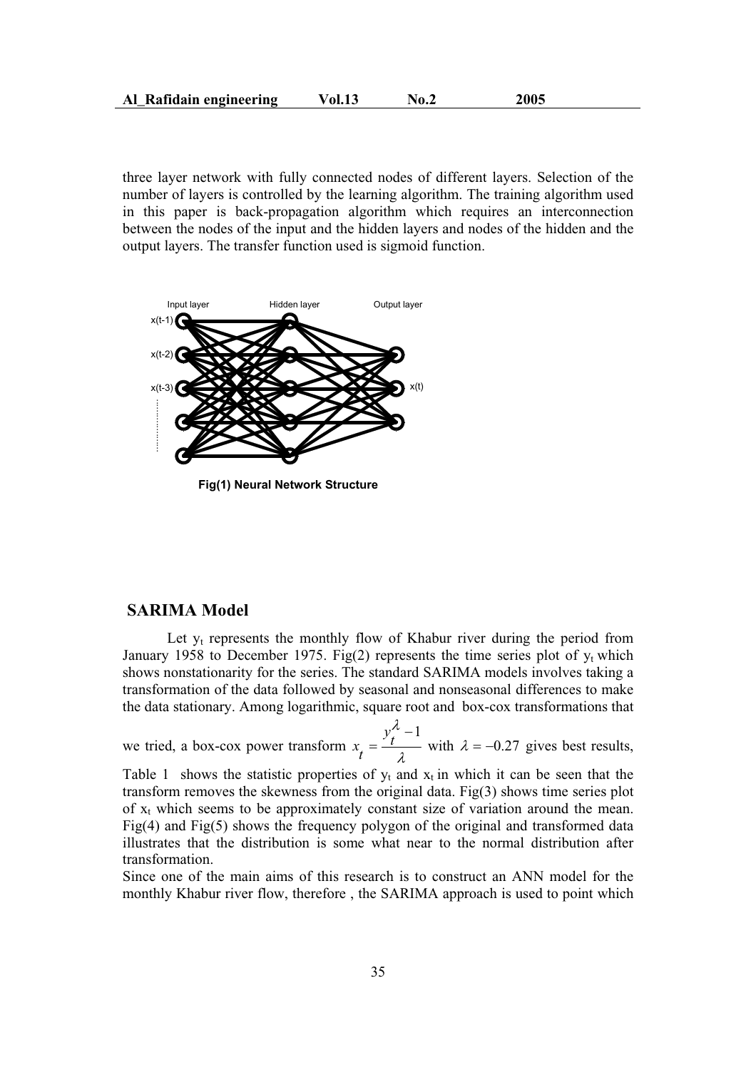three layer network with fully connected nodes of different layers. Selection of the number of layers is controlled by the learning algorithm. The training algorithm used in this paper is back-propagation algorithm which requires an interconnection between the nodes of the input and the hidden layers and nodes of the hidden and the output layers. The transfer function used is sigmoid function.

**Fig(1) Neural Network Structure**

## SARIMA Model

Let $y_t$ represents the monthly flow of Khabur river during the period from January 1958 to December 1975. Fig(2) represents the time series plot of $y_t$ which shows nonstationarity for the series. The standard SARIMA models involves taking a transformation of the data followed by seasonal and nonseasonal differences to make the data stationary. Among logarithmic, square root and box-cox transformations that we tried, a box-cox power transform $x_t = \frac{y_t^{\lambda} - 1}{\lambda}$ with $\lambda = -0.27$ gives best results, Table 1 shows the statistic properties of $y_t$ and $x_t$ in which it can be seen that the transform removes the skewness from the original data. Fig(3) shows time series plot of $x_t$ which seems to be approximately constant size of variation around the mean. Fig(4) and Fig(5) shows the frequency polygon of the original and transformed data illustrates that the distribution is some what near to the normal distribution after transformation.

Since one of the main aims of this research is to construct an ANN model for the monthly Khabur river flow, therefore , the SARIMA approach is used to point which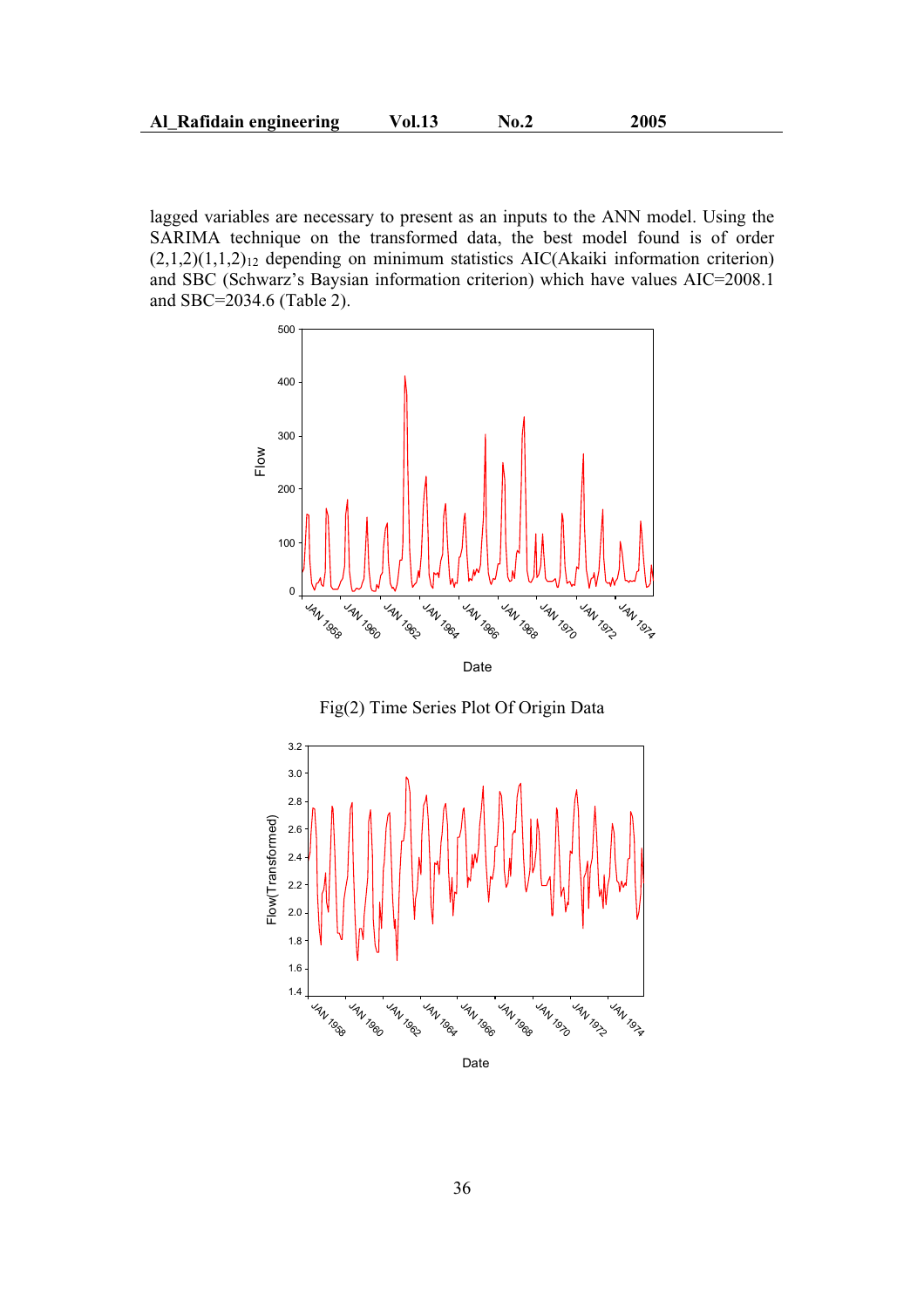lagged variables are necessary to present as an inputs to the ANN model. Using the SARIMA technique on the transformed data, the best model found is of order $(2,1,2)(1,1,2)_{12}$ depending on minimum statistics AIC(Akaiki information criterion) and SBC (Schwarz's Baysian information criterion) which have values AIC=2008.1 and SBC=2034.6 (Table 2).

Fig(2) Time Series Plot Of Origin Data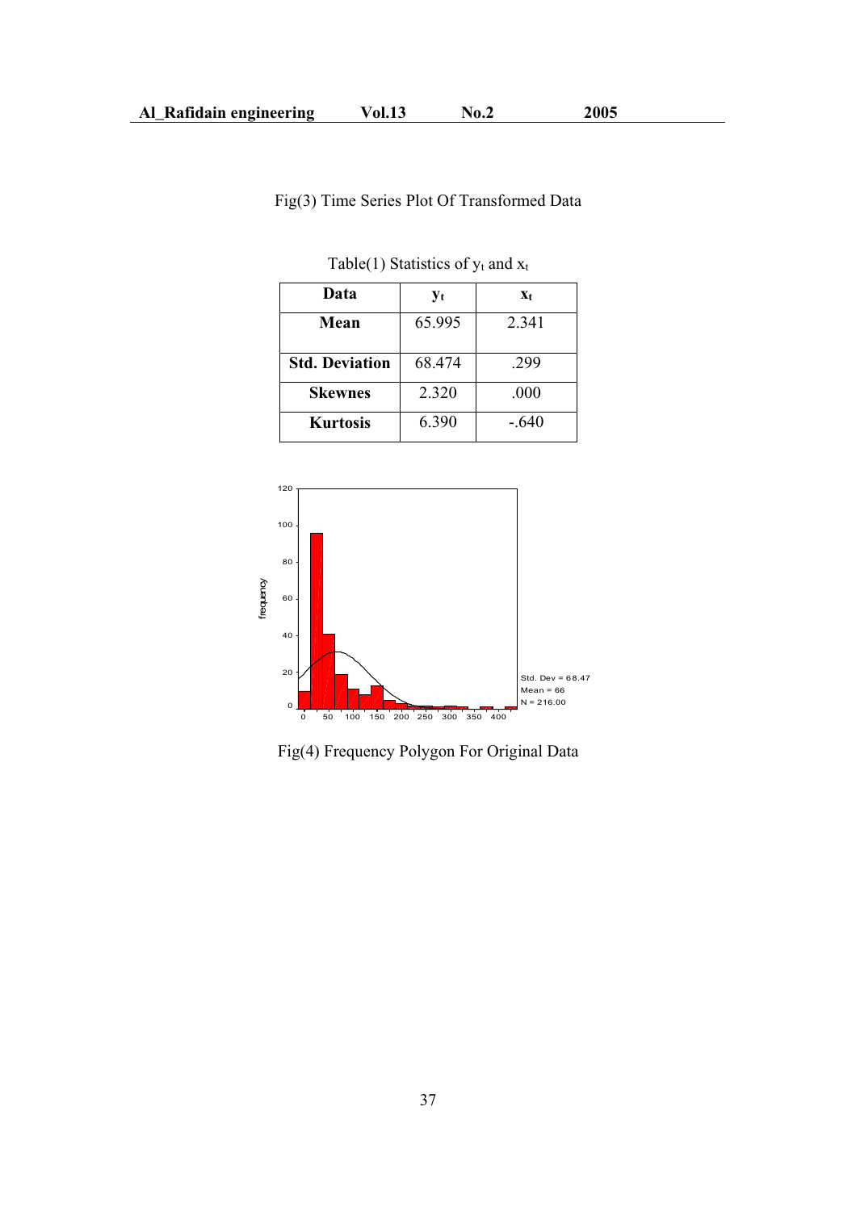Fig(3) Time Series Plot Of Transformed Data

Table(1) Statistics of $y_t$ and $x_t$

| Data | $y_t$ | $x_t$ |
|---|---|---|
| **Mean** | 65.995 | 2.341 |
| **Std. Deviation** | 68.474 | .299 |
| **Skewnes** | 2.320 | .000 |
| **Kurtosis** | 6.390 | -.640 |

Fig(4) Frequency Polygon For Original Data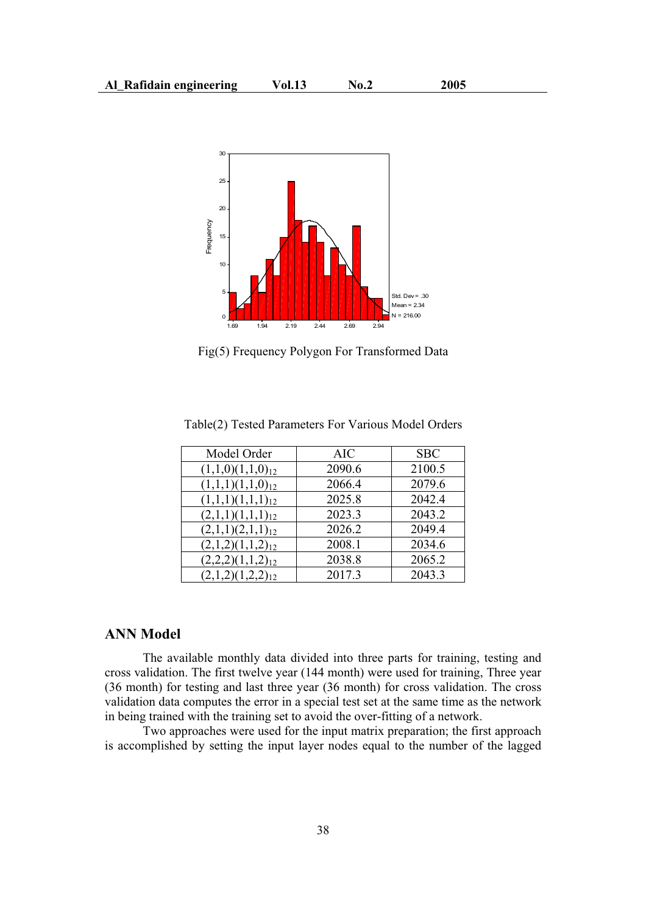Fig(5) Frequency Polygon For Transformed Data

Table(2) Tested Parameters For Various Model Orders

| Model Order | AIC | SBC |
|---|---|---|
| $(1,1,0)(1,1,0)_{12}$ | 2090.6 | 2100.5 |
| $(1,1,1)(1,1,0)_{12}$ | 2066.4 | 2079.6 |
| $(1,1,1)(1,1,1)_{12}$ | 2025.8 | 2042.4 |
| $(2,1,1)(1,1,1)_{12}$ | 2023.3 | 2043.2 |
| $(2,1,1)(2,1,1)_{12}$ | 2026.2 | 2049.4 |
| $(2,1,2)(1,1,2)_{12}$ | 2008.1 | 2034.6 |
| $(2,2,2)(1,1,2)_{12}$ | 2038.8 | 2065.2 |
| $(2,1,2)(1,2,2)_{12}$ | 2017.3 | 2043.3 |

## ANN Model

The available monthly data divided into three parts for training, testing and cross validation. The first twelve year (144 month) were used for training, Three year (36 month) for testing and last three year (36 month) for cross validation. The cross validation data computes the error in a special test set at the same time as the network in being trained with the training set to avoid the over-fitting of a network.

Two approaches were used for the input matrix preparation; the first approach is accomplished by setting the input layer nodes equal to the number of the lagged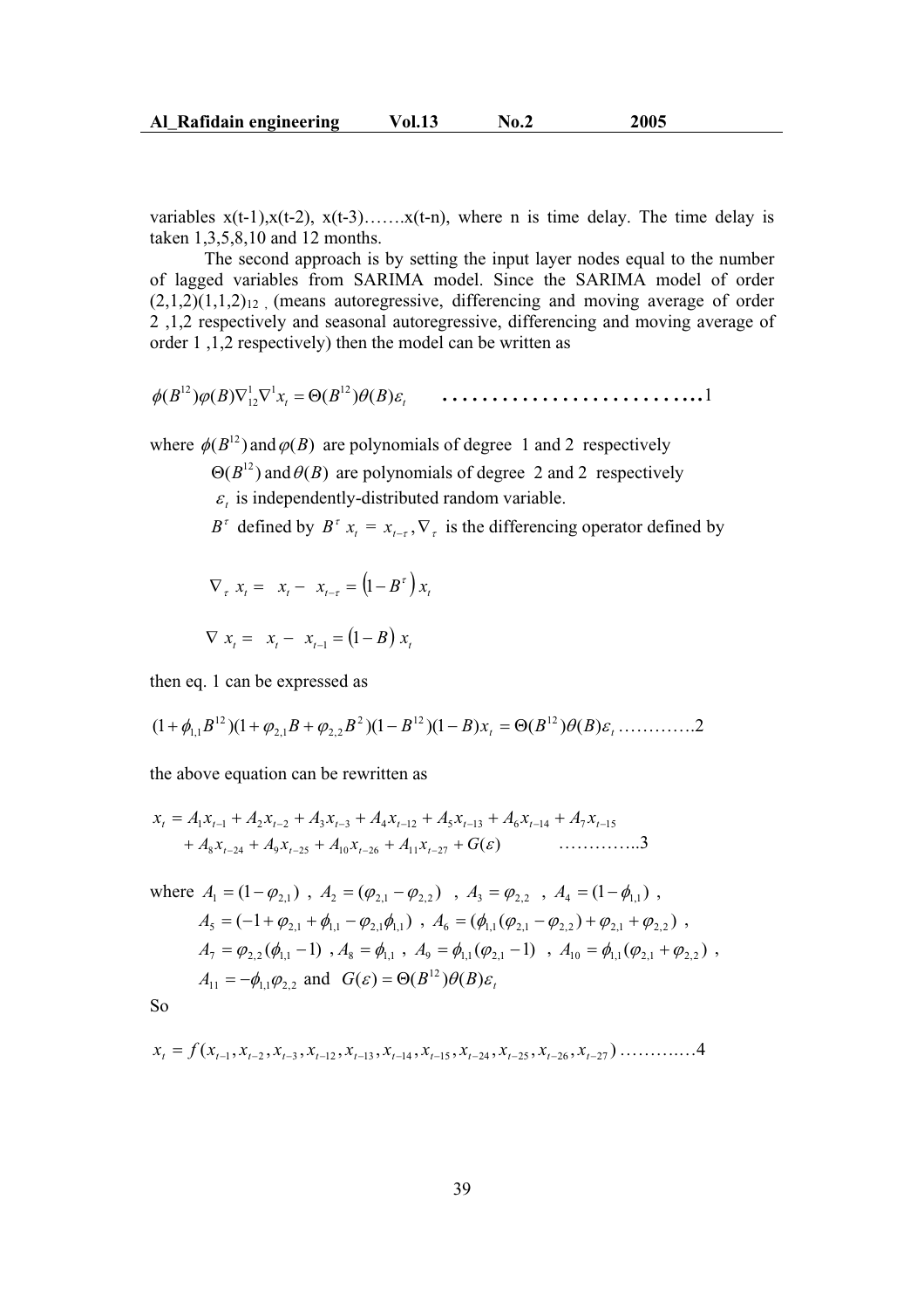variables x(t-1),x(t-2), x(t-3)…….x(t-n), where n is time delay. The time delay is taken 1,3,5,8,10 and 12 months.

The second approach is by setting the input layer nodes equal to the number of lagged variables from SARIMA model. Since the SARIMA model of order $(2,1,2)(1,1,2)_{12}$ , (means autoregressive, differencing and moving average of order 2 ,1,2 respectively and seasonal autoregressive, differencing and moving average of order 1 ,1,2 respectively) then the model can be written as

$$\phi(B^{12})\varphi(B)\nabla_{12}^{1}\nabla^{1}x_t = \Theta(B^{12})\theta(B)\varepsilon_t \quad \ldots\ldots\ldots\ldots\ldots\ldots\ldots\ldots\ldots 1$$

where $\phi(B^{12})$ and $\varphi(B)$ are polynomials of degree 1 and 2 respectively

$\Theta(B^{12})$ and $\theta(B)$ are polynomials of degree 2 and 2 respectively

$\varepsilon_t$ is independently-distributed random variable.

$B^{\tau}$ defined by $B^{\tau}\, x_t = x_{t-\tau}$ , $\nabla_{\tau}$ is the differencing operator defined by

$$\nabla_{\tau}\, x_t = x_t - x_{t-\tau} = \left(1 - B^{\tau}\right) x_t$$

$$\nabla\, x_t = x_t - x_{t-1} = \left(1 - B\right) x_t$$

then eq. 1 can be expressed as

$$(1+\phi_{1,1}B^{12})(1+\varphi_{2,1}B+\varphi_{2,2}B^{2})(1-B^{12})(1-B)x_t = \Theta(B^{12})\theta(B)\varepsilon_t \ldots\ldots\ldots\ldots 2$$

the above equation can be rewritten as

$$\begin{aligned} x_t &= A_1 x_{t-1} + A_2 x_{t-2} + A_3 x_{t-3} + A_4 x_{t-12} + A_5 x_{t-13} + A_6 x_{t-14} + A_7 x_{t-15} \\ &\quad + A_8 x_{t-24} + A_9 x_{t-25} + A_{10} x_{t-26} + A_{11} x_{t-27} + G(\varepsilon) \qquad \ldots\ldots\ldots\ldots 3 \end{aligned}$$

where $A_1 = (1-\varphi_{2,1})$ , $A_2 = (\varphi_{2,1} - \varphi_{2,2})$ , $A_3 = \varphi_{2,2}$ , $A_4 = (1-\phi_{1,1})$ ,

$A_5 = (-1+\varphi_{2,1}+\phi_{1,1}-\varphi_{2,1}\phi_{1,1})$ , $A_6 = (\phi_{1,1}(\varphi_{2,1}-\varphi_{2,2})+\varphi_{2,1}+\varphi_{2,2})$ ,

$A_7 = \varphi_{2,2}(\phi_{1,1}-1)$ , $A_8 = \phi_{1,1}$ , $A_9 = \phi_{1,1}(\varphi_{2,1}-1)$ , $A_{10} = \phi_{1,1}(\varphi_{2,1}+\varphi_{2,2})$ ,

$A_{11} = -\phi_{1,1}\varphi_{2,2}$ and $G(\varepsilon) = \Theta(B^{12})\theta(B)\varepsilon_t$

So

$$x_t = f(x_{t-1}, x_{t-2}, x_{t-3}, x_{t-12}, x_{t-13}, x_{t-14}, x_{t-15}, x_{t-24}, x_{t-25}, x_{t-26}, x_{t-27}) \ldots\ldots\ldots\ldots 4$$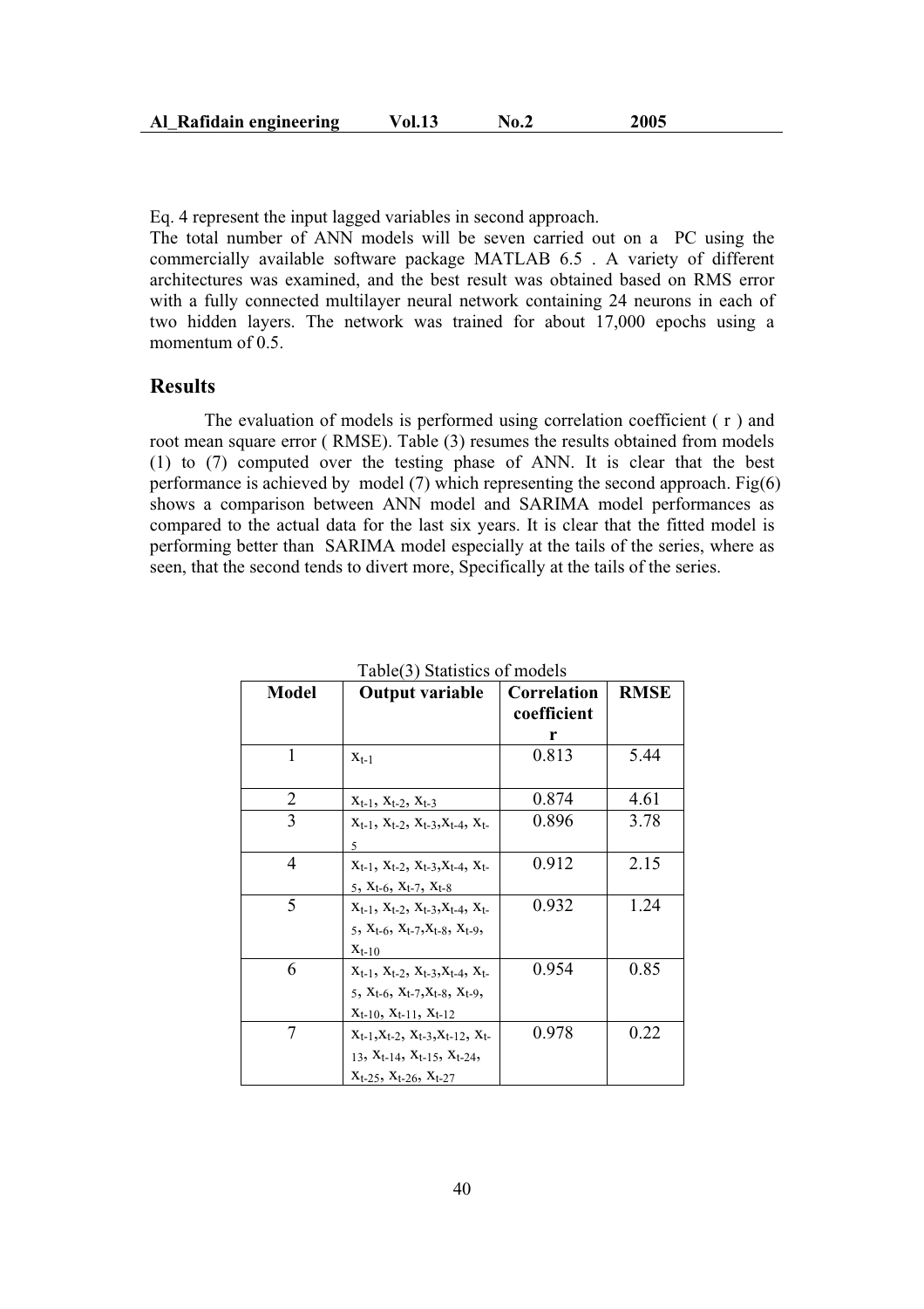Eq. 4 represent the input lagged variables in second approach.

The total number of ANN models will be seven carried out on a PC using the commercially available software package MATLAB 6.5 . A variety of different architectures was examined, and the best result was obtained based on RMS error with a fully connected multilayer neural network containing 24 neurons in each of two hidden layers. The network was trained for about 17,000 epochs using a momentum of 0.5.

## Results

The evaluation of models is performed using correlation coefficient ( r ) and root mean square error ( RMSE). Table (3) resumes the results obtained from models (1) to (7) computed over the testing phase of ANN. It is clear that the best performance is achieved by model (7) which representing the second approach. Fig(6) shows a comparison between ANN model and SARIMA model performances as compared to the actual data for the last six years. It is clear that the fitted model is performing better than SARIMA model especially at the tails of the series, where as seen, that the second tends to divert more, Specifically at the tails of the series.

Table(3) Statistics of models

| Model | Output variable | Correlation coefficient r | RMSE |
|---|---|---|---|
| 1 | $x_{t-1}$ | 0.813 | 5.44 |
| 2 | $x_{t-1}$, $x_{t-2}$, $x_{t-3}$ | 0.874 | 4.61 |
| 3 | $x_{t-1}$, $x_{t-2}$, $x_{t-3}$, $x_{t-4}$, $x_{t-5}$ | 0.896 | 3.78 |
| 4 | $x_{t-1}$, $x_{t-2}$, $x_{t-3}$, $x_{t-4}$, $x_{t-5}$, $x_{t-6}$, $x_{t-7}$, $x_{t-8}$ | 0.912 | 2.15 |
| 5 | $x_{t-1}$, $x_{t-2}$, $x_{t-3}$, $x_{t-4}$, $x_{t-5}$, $x_{t-6}$, $x_{t-7}$, $x_{t-8}$, $x_{t-9}$, $x_{t-10}$ | 0.932 | 1.24 |
| 6 | $x_{t-1}$, $x_{t-2}$, $x_{t-3}$, $x_{t-4}$, $x_{t-5}$, $x_{t-6}$, $x_{t-7}$, $x_{t-8}$, $x_{t-9}$, $x_{t-10}$, $x_{t-11}$, $x_{t-12}$ | 0.954 | 0.85 |
| 7 | $x_{t-1}$, $x_{t-2}$, $x_{t-3}$, $x_{t-12}$, $x_{t-13}$, $x_{t-14}$, $x_{t-15}$, $x_{t-24}$, $x_{t-25}$, $x_{t-26}$, $x_{t-27}$ | 0.978 | 0.22 |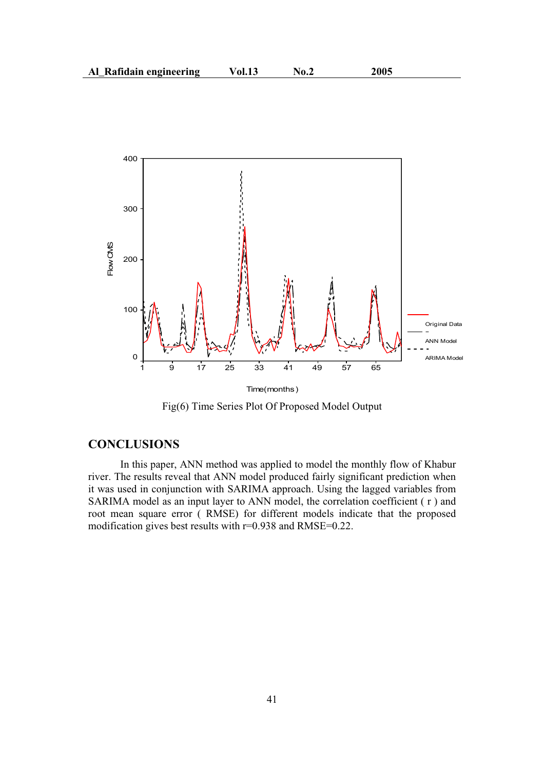Fig(6) Time Series Plot Of Proposed Model Output

## CONCLUSIONS

In this paper, ANN method was applied to model the monthly flow of Khabur river. The results reveal that ANN model produced fairly significant prediction when it was used in conjunction with SARIMA approach. Using the lagged variables from SARIMA model as an input layer to ANN model, the correlation coefficient ( r ) and root mean square error ( RMSE) for different models indicate that the proposed modification gives best results with r=0.938 and RMSE=0.22.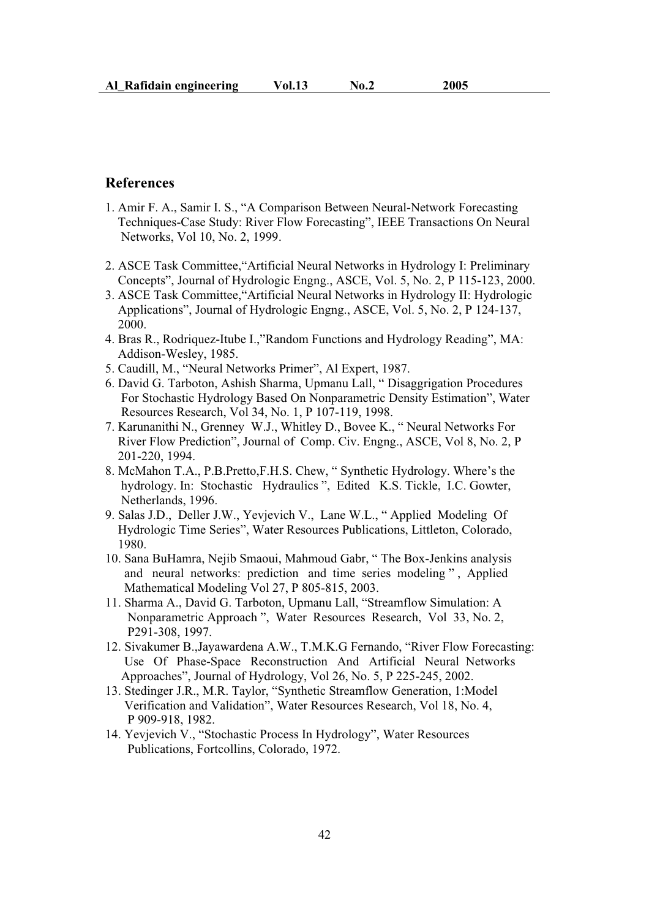## References

1. Amir F. A., Samir I. S., "A Comparison Between Neural-Network Forecasting Techniques-Case Study: River Flow Forecasting", IEEE Transactions On Neural Networks, Vol 10, No. 2, 1999.
2. ASCE Task Committee,"Artificial Neural Networks in Hydrology I: Preliminary Concepts", Journal of Hydrologic Engng., ASCE, Vol. 5, No. 2, P 115-123, 2000.
3. ASCE Task Committee,"Artificial Neural Networks in Hydrology II: Hydrologic Applications", Journal of Hydrologic Engng., ASCE, Vol. 5, No. 2, P 124-137, 2000.
4. Bras R., Rodriquez-Itube I.,"Random Functions and Hydrology Reading", MA: Addison-Wesley, 1985.
5. Caudill, M., "Neural Networks Primer", Al Expert, 1987.
6. David G. Tarboton, Ashish Sharma, Upmanu Lall, " Disaggrigation Procedures For Stochastic Hydrology Based On Nonparametric Density Estimation", Water Resources Research, Vol 34, No. 1, P 107-119, 1998.
7. Karunanithi N., Grenney W.J., Whitley D., Bovee K., " Neural Networks For River Flow Prediction", Journal of Comp. Civ. Engng., ASCE, Vol 8, No. 2, P 201-220, 1994.
8. McMahon T.A., P.B.Pretto,F.H.S. Chew, " Synthetic Hydrology. Where's the hydrology. In: Stochastic Hydraulics ", Edited K.S. Tickle, I.C. Gowter, Netherlands, 1996.
9. Salas J.D., Deller J.W., Yevjevich V., Lane W.L., " Applied Modeling Of Hydrologic Time Series", Water Resources Publications, Littleton, Colorado, 1980.
10. Sana BuHamra, Nejib Smaoui, Mahmoud Gabr, " The Box-Jenkins analysis and neural networks: prediction and time series modeling " , Applied Mathematical Modeling Vol 27, P 805-815, 2003.
11. Sharma A., David G. Tarboton, Upmanu Lall, "Streamflow Simulation: A Nonparametric Approach ", Water Resources Research, Vol 33, No. 2, P291-308, 1997.
12. Sivakumer B.,Jayawardena A.W., T.M.K.G Fernando, "River Flow Forecasting: Use Of Phase-Space Reconstruction And Artificial Neural Networks Approaches", Journal of Hydrology, Vol 26, No. 5, P 225-245, 2002.
13. Stedinger J.R., M.R. Taylor, "Synthetic Streamflow Generation, 1:Model Verification and Validation", Water Resources Research, Vol 18, No. 4, P 909-918, 1982.
14. Yevjevich V., "Stochastic Process In Hydrology", Water Resources Publications, Fortcollins, Colorado, 1972.